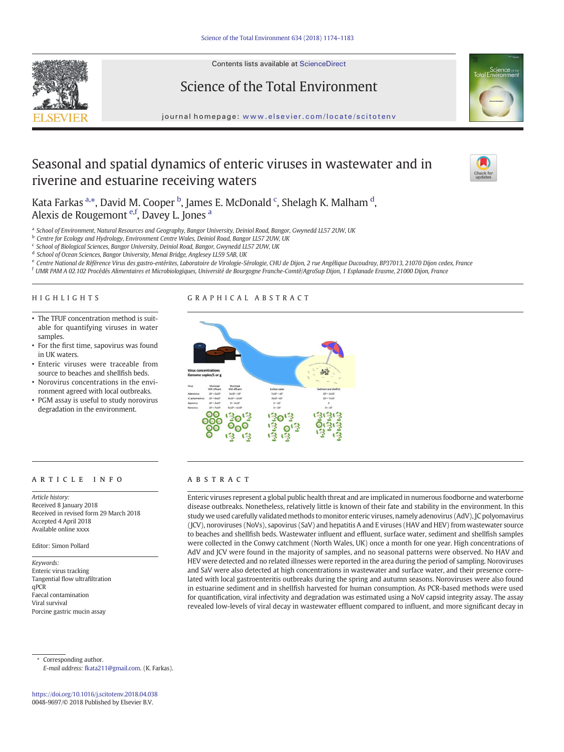# Seasonal and spatial dynamics of enteric viruses in wastewater and in riverine and estuarine receiving waters

Kata Farkas [a,*], David M. Cooper [b], James E. McDonald [c], Shelagh K. Malham [d], Alexis de Rougemont [e,f], Davey L. Jones [a]

[a] School of Environment, Natural Resources and Geography, Bangor University, Deiniol Road, Bangor, Gwynedd LL57 2UW, UK
[b] Centre for Ecology and Hydrology, Environment Centre Wales, Deiniol Road, Bangor LL57 2UW, UK
[c] School of Biological Sciences, Bangor University, Deiniol Road, Bangor, Gwynedd LL57 2UW, UK
[d] School of Ocean Sciences, Bangor University, Menai Bridge, Anglesey LL59 5AB, UK
[e] Centre National de Référence Virus des gastro-entérites, Laboratoire de Virologie-Sérologie, CHU de Dijon, 2 rue Angélique Ducoudray, BP37013, 21070 Dijon cedex, France
[f] UMR PAM A 02.102 Procédés Alimentaires et Microbiologiques, Université de Bourgogne Franche-Comté/AgroSup Dijon, 1 Esplanade Erasme, 21000 Dijon, France

## HIGHLIGHTS

- The TFUF concentration method is suitable for quantifying viruses in water samples.
- For the first time, sapovirus was found in UK waters.
- Enteric viruses were traceable from source to beaches and shellfish beds.
- Norovirus concentrations in the environment agreed with local outbreaks.
- PGM assay is useful to study norovirus degradation in the environment.

## GRAPHICAL ABSTRACT

## ARTICLE INFO

*Article history:*
Received 8 January 2018
Received in revised form 29 March 2018
Accepted 4 April 2018
Available online xxxx

Editor: Simon Pollard

*Keywords:*
Enteric virus tracking
Tangential flow ultrafiltration
qPCR
Faecal contamination
Viral survival
Porcine gastric mucin assay

## ABSTRACT

Enteric viruses represent a global public health threat and are implicated in numerous foodborne and waterborne disease outbreaks. Nonetheless, relatively little is known of their fate and stability in the environment. In this study we used carefully validated methods to monitor enteric viruses, namely adenovirus (AdV), JC polyomavirus (JCV), noroviruses (NoVs), sapovirus (SaV) and hepatitis A and E viruses (HAV and HEV) from wastewater source to beaches and shellfish beds. Wastewater influent and effluent, surface water, sediment and shellfish samples were collected in the Conwy catchment (North Wales, UK) once a month for one year. High concentrations of AdV and JCV were found in the majority of samples, and no seasonal patterns were observed. No HAV and HEV were detected and no related illnesses were reported in the area during the period of sampling. Noroviruses and SaV were also detected at high concentrations in wastewater and surface water, and their presence correlated with local gastroenteritis outbreaks during the spring and autumn seasons. Noroviruses were also found in estuarine sediment and in shellfish harvested for human consumption. As PCR-based methods were used for quantification, viral infectivity and degradation was estimated using a NoV capsid integrity assay. The assay revealed low-levels of viral decay in wastewater effluent compared to influent, and more significant decay in

---

* Corresponding author.
*E-mail address:* fkata211@gmail.com. (K. Farkas).

https://doi.org/10.1016/j.scitotenv.2018.04.038
0048-9697/© 2018 Published by Elsevier B.V.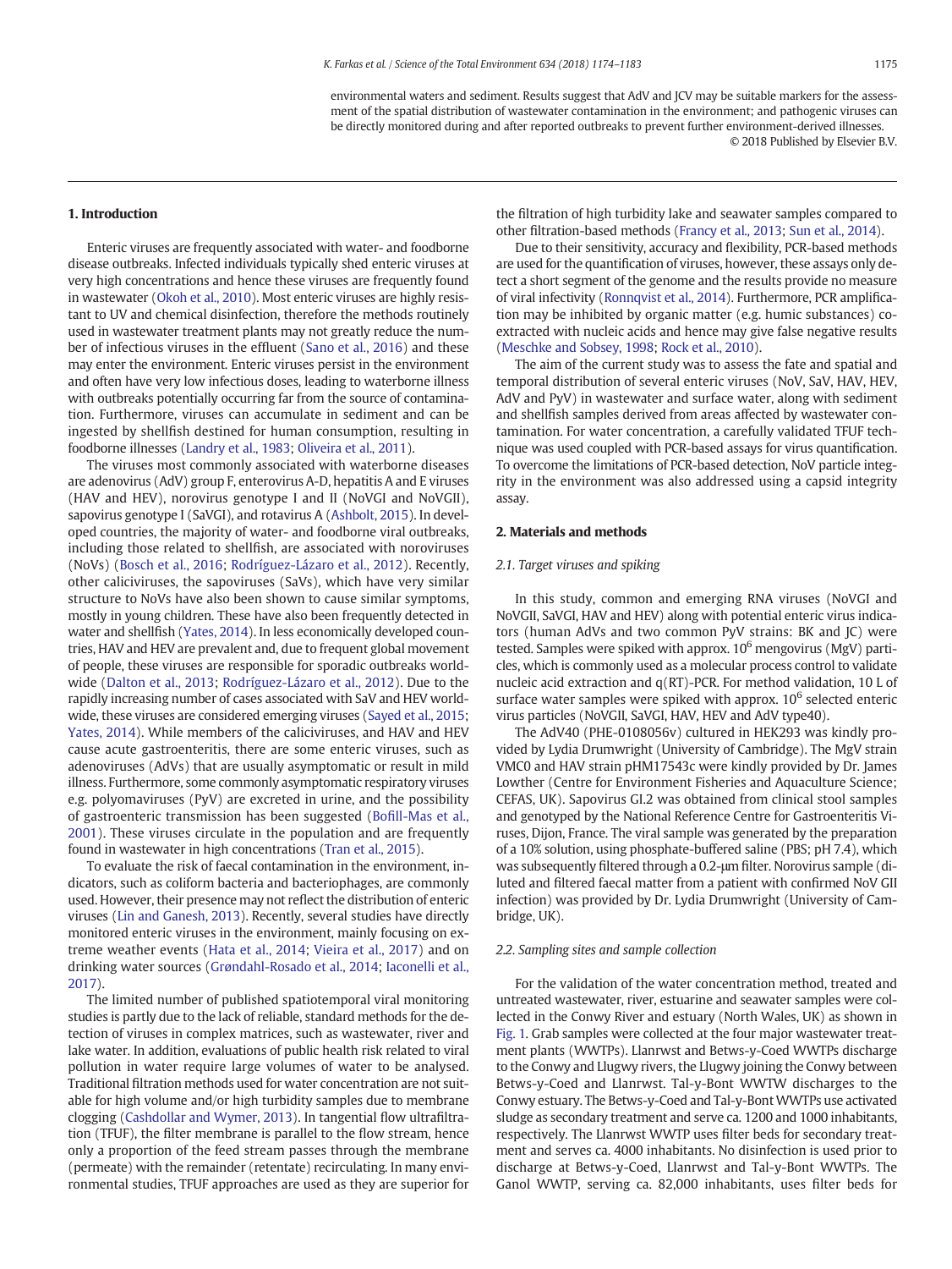environmental waters and sediment. Results suggest that AdV and JCV may be suitable markers for the assessment of the spatial distribution of wastewater contamination in the environment; and pathogenic viruses can be directly monitored during and after reported outbreaks to prevent further environment-derived illnesses.

© 2018 Published by Elsevier B.V.

## 1. Introduction

Enteric viruses are frequently associated with water- and foodborne disease outbreaks. Infected individuals typically shed enteric viruses at very high concentrations and hence these viruses are frequently found in wastewater (Okoh et al., 2010). Most enteric viruses are highly resistant to UV and chemical disinfection, therefore the methods routinely used in wastewater treatment plants may not greatly reduce the number of infectious viruses in the effluent (Sano et al., 2016) and these may enter the environment. Enteric viruses persist in the environment and often have very low infectious doses, leading to waterborne illness with outbreaks potentially occurring far from the source of contamination. Furthermore, viruses can accumulate in sediment and can be ingested by shellfish destined for human consumption, resulting in foodborne illnesses (Landry et al., 1983; Oliveira et al., 2011).

The viruses most commonly associated with waterborne diseases are adenovirus (AdV) group F, enterovirus A-D, hepatitis A and E viruses (HAV and HEV), norovirus genotype I and II (NoVGI and NoVGII), sapovirus genotype I (SaVGI), and rotavirus A (Ashbolt, 2015). In developed countries, the majority of water- and foodborne viral outbreaks, including those related to shellfish, are associated with noroviruses (NoVs) (Bosch et al., 2016; Rodríguez-Lázaro et al., 2012). Recently, other caliciviruses, the sapoviruses (SaVs), which have very similar structure to NoVs have also been shown to cause similar symptoms, mostly in young children. These have also been frequently detected in water and shellfish (Yates, 2014). In less economically developed countries, HAV and HEV are prevalent and, due to frequent global movement of people, these viruses are responsible for sporadic outbreaks worldwide (Dalton et al., 2013; Rodríguez-Lázaro et al., 2012). Due to the rapidly increasing number of cases associated with SaV and HEV worldwide, these viruses are considered emerging viruses (Sayed et al., 2015; Yates, 2014). While members of the caliciviruses, and HAV and HEV cause acute gastroenteritis, there are some enteric viruses, such as adenoviruses (AdVs) that are usually asymptomatic or result in mild illness. Furthermore, some commonly asymptomatic respiratory viruses e.g. polyomaviruses (PyV) are excreted in urine, and the possibility of gastroenteric transmission has been suggested (Bofill-Mas et al., 2001). These viruses circulate in the population and are frequently found in wastewater in high concentrations (Tran et al., 2015).

To evaluate the risk of faecal contamination in the environment, indicators, such as coliform bacteria and bacteriophages, are commonly used. However, their presence may not reflect the distribution of enteric viruses (Lin and Ganesh, 2013). Recently, several studies have directly monitored enteric viruses in the environment, mainly focusing on extreme weather events (Hata et al., 2014; Vieira et al., 2017) and on drinking water sources (Grøndahl-Rosado et al., 2014; Iaconelli et al., 2017).

The limited number of published spatiotemporal viral monitoring studies is partly due to the lack of reliable, standard methods for the detection of viruses in complex matrices, such as wastewater, river and lake water. In addition, evaluations of public health risk related to viral pollution in water require large volumes of water to be analysed. Traditional filtration methods used for water concentration are not suitable for high volume and/or high turbidity samples due to membrane clogging (Cashdollar and Wymer, 2013). In tangential flow ultrafiltration (TFUF), the filter membrane is parallel to the flow stream, hence only a proportion of the feed stream passes through the membrane (permeate) with the remainder (retentate) recirculating. In many environmental studies, TFUF approaches are used as they are superior for the filtration of high turbidity lake and seawater samples compared to other filtration-based methods (Francy et al., 2013; Sun et al., 2014).

Due to their sensitivity, accuracy and flexibility, PCR-based methods are used for the quantification of viruses, however, these assays only detect a short segment of the genome and the results provide no measure of viral infectivity (Ronnqvist et al., 2014). Furthermore, PCR amplification may be inhibited by organic matter (e.g. humic substances) co-extracted with nucleic acids and hence may give false negative results (Meschke and Sobsey, 1998; Rock et al., 2010).

The aim of the current study was to assess the fate and spatial and temporal distribution of several enteric viruses (NoV, SaV, HAV, HEV, AdV and PyV) in wastewater and surface water, along with sediment and shellfish samples derived from areas affected by wastewater contamination. For water concentration, a carefully validated TFUF technique was used coupled with PCR-based assays for virus quantification. To overcome the limitations of PCR-based detection, NoV particle integrity in the environment was also addressed using a capsid integrity assay.

## 2. Materials and methods

### 2.1. Target viruses and spiking

In this study, common and emerging RNA viruses (NoVGI and NoVGII, SaVGI, HAV and HEV) along with potential enteric virus indicators (human AdVs and two common PyV strains: BK and JC) were tested. Samples were spiked with approx. $10^6$ mengovirus (MgV) particles, which is commonly used as a molecular process control to validate nucleic acid extraction and q(RT)-PCR. For method validation, 10 L of surface water samples were spiked with approx. $10^6$ selected enteric virus particles (NoVGII, SaVGI, HAV, HEV and AdV type40).

The AdV40 (PHE-0108056v) cultured in HEK293 was kindly provided by Lydia Drumwright (University of Cambridge). The MgV strain VMC0 and HAV strain pHM17543c were kindly provided by Dr. James Lowther (Centre for Environment Fisheries and Aquaculture Science; CEFAS, UK). Sapovirus GI.2 was obtained from clinical stool samples and genotyped by the National Reference Centre for Gastroenteritis Viruses, Dijon, France. The viral sample was generated by the preparation of a 10% solution, using phosphate-buffered saline (PBS; pH 7.4), which was subsequently filtered through a 0.2-μm filter. Norovirus sample (diluted and filtered faecal matter from a patient with confirmed NoV GII infection) was provided by Dr. Lydia Drumwright (University of Cambridge, UK).

### 2.2. Sampling sites and sample collection

For the validation of the water concentration method, treated and untreated wastewater, river, estuarine and seawater samples were collected in the Conwy River and estuary (North Wales, UK) as shown in Fig. 1. Grab samples were collected at the four major wastewater treatment plants (WWTPs). Llanrwst and Betws-y-Coed WWTPs discharge to the Conwy and Llugwy rivers, the Llugwy joining the Conwy between Betws-y-Coed and Llanrwst. Tal-y-Bont WWTW discharges to the Conwy estuary. The Betws-y-Coed and Tal-y-Bont WWTPs use activated sludge as secondary treatment and serve ca. 1200 and 1000 inhabitants, respectively. The Llanrwst WWTP uses filter beds for secondary treatment and serves ca. 4000 inhabitants. No disinfection is used prior to discharge at Betws-y-Coed, Llanrwst and Tal-y-Bont WWTPs. The Ganol WWTP, serving ca. 82,000 inhabitants, uses filter beds for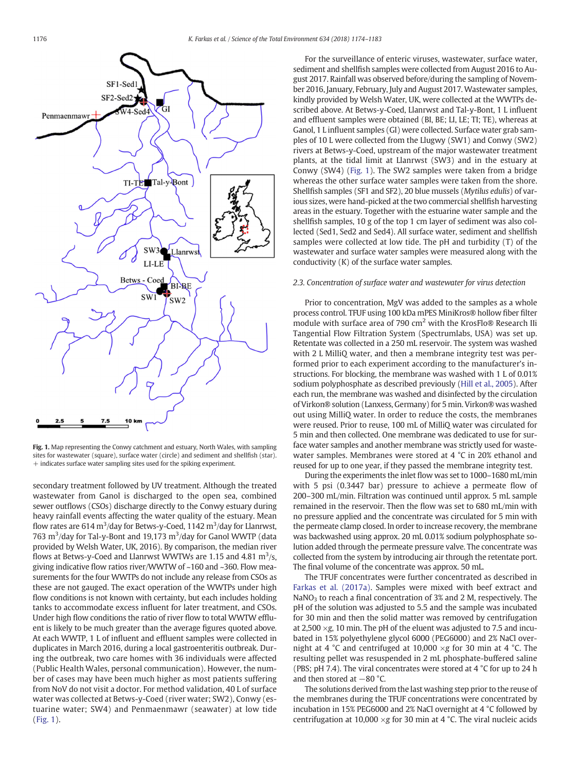**Fig. 1.** Map representing the Conwy catchment and estuary, North Wales, with sampling sites for wastewater (square), surface water (circle) and sediment and shellfish (star). + indicates surface water sampling sites used for the spiking experiment.

secondary treatment followed by UV treatment. Although the treated wastewater from Ganol is discharged to the open sea, combined sewer outflows (CSOs) discharge directly to the Conwy estuary during heavy rainfall events affecting the water quality of the estuary. Mean flow rates are 614 $m^3$/day for Betws-y-Coed, 1142 $m^3$/day for Llanrwst, 763 $m^3$/day for Tal-y-Bont and 19,173 $m^3$/day for Ganol WWTP (data provided by Welsh Water, UK, 2016). By comparison, the median river flows at Betws-y-Coed and Llanrwst WWTWs are 1.15 and 4.81 $m^3$/s, giving indicative flow ratios river/WWTW of ~160 and ~360. Flow measurements for the four WWTPs do not include any release from CSOs as these are not gauged. The exact operation of the WWTPs under high flow conditions is not known with certainty, but each includes holding tanks to accommodate excess influent for later treatment, and CSOs. Under high flow conditions the ratio of river flow to total WWTW effluent is likely to be much greater than the average figures quoted above. At each WWTP, 1 L of influent and effluent samples were collected in duplicates in March 2016, during a local gastroenteritis outbreak. During the outbreak, two care homes with 36 individuals were affected (Public Health Wales, personal communication). However, the number of cases may have been much higher as most patients suffering from NoV do not visit a doctor. For method validation, 40 L of surface water was collected at Betws-y-Coed (river water; SW2), Conwy (estuarine water; SW4) and Penmaenmawr (seawater) at low tide (Fig. 1).

For the surveillance of enteric viruses, wastewater, surface water, sediment and shellfish samples were collected from August 2016 to August 2017. Rainfall was observed before/during the sampling of November 2016, January, February, July and August 2017. Wastewater samples, kindly provided by Welsh Water, UK, were collected at the WWTPs described above. At Betws-y-Coed, Llanrwst and Tal-y-Bont, 1 L influent and effluent samples were obtained (BI, BE; LI, LE; TI; TE), whereas at Ganol, 1 L influent samples (GI) were collected. Surface water grab samples of 10 L were collected from the Llugwy (SW1) and Conwy (SW2) rivers at Betws-y-Coed, upstream of the major wastewater treatment plants, at the tidal limit at Llanrwst (SW3) and in the estuary at Conwy (SW4) (Fig. 1). The SW2 samples were taken from a bridge whereas the other surface water samples were taken from the shore. Shellfish samples (SF1 and SF2), 20 blue mussels (*Mytilus edulis*) of various sizes, were hand-picked at the two commercial shellfish harvesting areas in the estuary. Together with the estuarine water sample and the shellfish samples, 10 g of the top 1 cm layer of sediment was also collected (Sed1, Sed2 and Sed4). All surface water, sediment and shellfish samples were collected at low tide. The pH and turbidity (T) of the wastewater and surface water samples were measured along with the conductivity (K) of the surface water samples.

### 2.3. Concentration of surface water and wastewater for virus detection

Prior to concentration, MgV was added to the samples as a whole process control. TFUF using 100 kDa mPES MiniKros® hollow fiber filter module with surface area of 790 $cm^2$ with the KrosFlo® Research IIi Tangential Flow Filtration System (Spectrumlabs, USA) was set up. Retentate was collected in a 250 mL reservoir. The system was washed with 2 L MilliQ water, and then a membrane integrity test was performed prior to each experiment according to the manufacturer's instructions. For blocking, the membrane was washed with 1 L of 0.01% sodium polyphosphate as described previously (Hill et al., 2005). After each run, the membrane was washed and disinfected by the circulation of Virkon® solution (Lanxess, Germany) for 5 min. Virkon® was washed out using MilliQ water. In order to reduce the costs, the membranes were reused. Prior to reuse, 100 mL of MilliQ water was circulated for 5 min and then collected. One membrane was dedicated to use for surface water samples and another membrane was strictly used for wastewater samples. Membranes were stored at 4 °C in 20% ethanol and reused for up to one year, if they passed the membrane integrity test.

During the experiments the inlet flow was set to 1000–1680 mL/min with 5 psi (0.3447 bar) pressure to achieve a permeate flow of 200–300 mL/min. Filtration was continued until approx. 5 mL sample remained in the reservoir. Then the flow was set to 680 mL/min with no pressure applied and the concentrate was circulated for 5 min with the permeate clamp closed. In order to increase recovery, the membrane was backwashed using approx. 20 mL 0.01% sodium polyphosphate solution added through the permeate pressure valve. The concentrate was collected from the system by introducing air through the retentate port. The final volume of the concentrate was approx. 50 mL.

The TFUF concentrates were further concentrated as described in Farkas et al. (2017a). Samples were mixed with beef extract and $NaNO_3$ to reach a final concentration of 3% and 2 M, respectively. The pH of the solution was adjusted to 5.5 and the sample was incubated for 30 min and then the solid matter was removed by centrifugation at 2,500 ×g, 10 min. The pH of the eluent was adjusted to 7.5 and incubated in 15% polyethylene glycol 6000 (PEG6000) and 2% NaCl overnight at 4 °C and centrifuged at 10,000 ×g for 30 min at 4 °C. The resulting pellet was resuspended in 2 mL phosphate-buffered saline (PBS; pH 7.4). The viral concentrates were stored at 4 °C for up to 24 h and then stored at −80 °C.

The solutions derived from the last washing step prior to the reuse of the membranes during the TFUF concentrations were concentrated by incubation in 15% PEG6000 and 2% NaCl overnight at 4 °C followed by centrifugation at 10,000 ×g for 30 min at 4 °C. The viral nucleic acids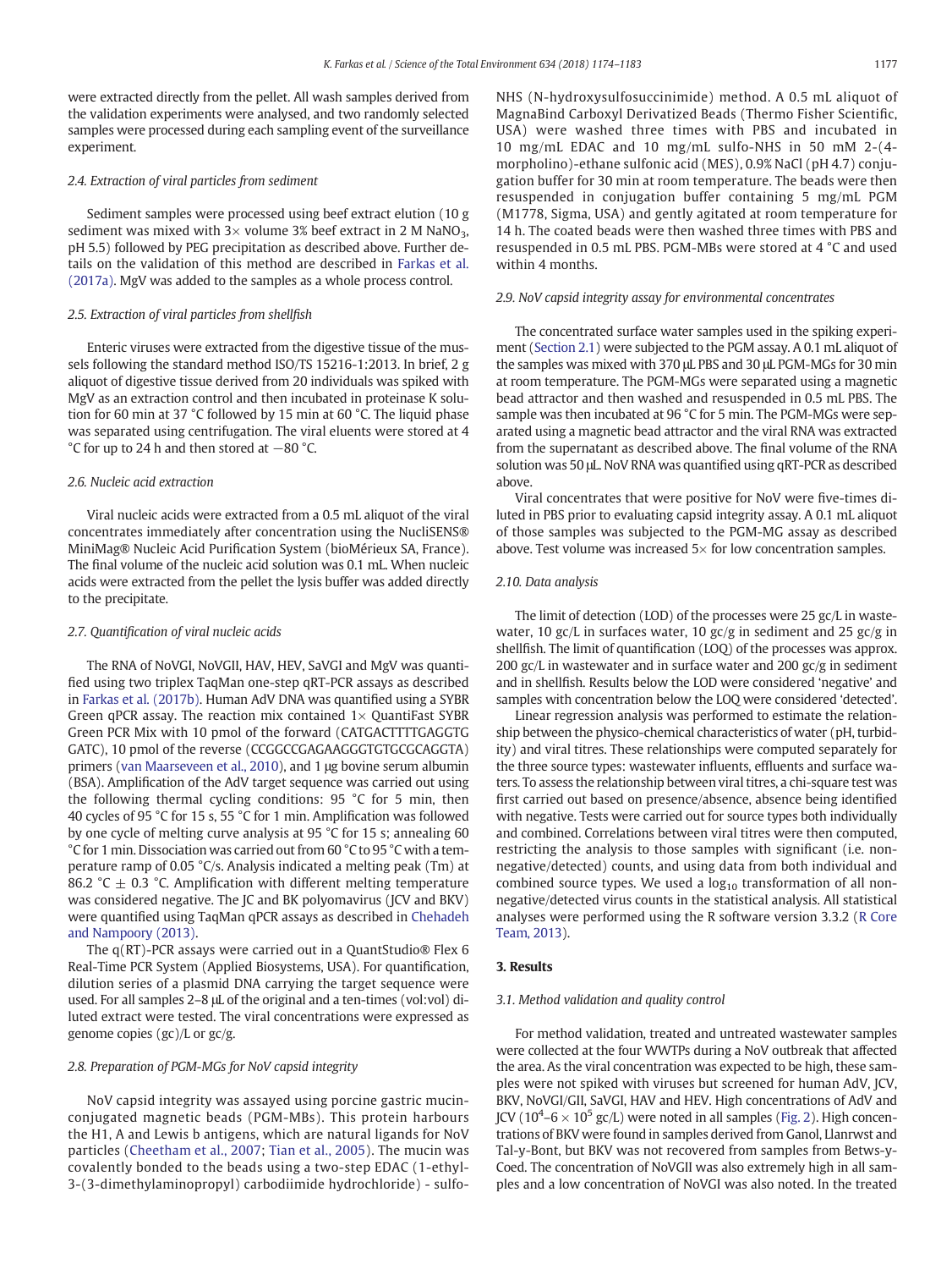were extracted directly from the pellet. All wash samples derived from the validation experiments were analysed, and two randomly selected samples were processed during each sampling event of the surveillance experiment.

### 2.4. Extraction of viral particles from sediment

Sediment samples were processed using beef extract elution (10 g sediment was mixed with 3× volume 3% beef extract in 2 M $NaNO_3$, pH 5.5) followed by PEG precipitation as described above. Further details on the validation of this method are described in Farkas et al. (2017a). MgV was added to the samples as a whole process control.

### 2.5. Extraction of viral particles from shellfish

Enteric viruses were extracted from the digestive tissue of the mussels following the standard method ISO/TS 15216-1:2013. In brief, 2 g aliquot of digestive tissue derived from 20 individuals was spiked with MgV as an extraction control and then incubated in proteinase K solution for 60 min at 37 °C followed by 15 min at 60 °C. The liquid phase was separated using centrifugation. The viral eluents were stored at 4 °C for up to 24 h and then stored at −80 °C.

### 2.6. Nucleic acid extraction

Viral nucleic acids were extracted from a 0.5 mL aliquot of the viral concentrates immediately after concentration using the NucliSENS® MiniMag® Nucleic Acid Purification System (bioMérieux SA, France). The final volume of the nucleic acid solution was 0.1 mL. When nucleic acids were extracted from the pellet the lysis buffer was added directly to the precipitate.

### 2.7. Quantification of viral nucleic acids

The RNA of NoVGI, NoVGII, HAV, HEV, SaVGI and MgV was quantified using two triplex TaqMan one-step qRT-PCR assays as described in Farkas et al. (2017b). Human AdV DNA was quantified using a SYBR Green qPCR assay. The reaction mix contained 1× QuantiFast SYBR Green PCR Mix with 10 pmol of the forward (CATGACTTTTGAGGTG GATC), 10 pmol of the reverse (CCGGCCGAGAAGGGTGTGCGCAGGTA) primers (van Maarseveen et al., 2010), and 1 μg bovine serum albumin (BSA). Amplification of the AdV target sequence was carried out using the following thermal cycling conditions: 95 °C for 5 min, then 40 cycles of 95 °C for 15 s, 55 °C for 1 min. Amplification was followed by one cycle of melting curve analysis at 95 °C for 15 s; annealing 60 °C for 1 min. Dissociation was carried out from 60 °C to 95 °C with a temperature ramp of 0.05 °C/s. Analysis indicated a melting peak (Tm) at 86.2 °C ± 0.3 °C. Amplification with different melting temperature was considered negative. The JC and BK polyomavirus (JCV and BKV) were quantified using TaqMan qPCR assays as described in Chehadeh and Nampoory (2013).

The q(RT)-PCR assays were carried out in a QuantStudio® Flex 6 Real-Time PCR System (Applied Biosystems, USA). For quantification, dilution series of a plasmid DNA carrying the target sequence were used. For all samples 2–8 μL of the original and a ten-times (vol:vol) diluted extract were tested. The viral concentrations were expressed as genome copies (gc)/L or gc/g.

### 2.8. Preparation of PGM-MGs for NoV capsid integrity

NoV capsid integrity was assayed using porcine gastric mucin-conjugated magnetic beads (PGM-MBs). This protein harbours the H1, A and Lewis b antigens, which are natural ligands for NoV particles (Cheetham et al., 2007; Tian et al., 2005). The mucin was covalently bonded to the beads using a two-step EDAC (1-ethyl-3-(3-dimethylaminopropyl) carbodiimide hydrochloride) - sulfo-NHS (N-hydroxysulfosuccinimide) method. A 0.5 mL aliquot of MagnaBind Carboxyl Derivatized Beads (Thermo Fisher Scientific, USA) were washed three times with PBS and incubated in 10 mg/mL EDAC and 10 mg/mL sulfo-NHS in 50 mM 2-(4-morpholino)-ethane sulfonic acid (MES), 0.9% NaCl (pH 4.7) conjugation buffer for 30 min at room temperature. The beads were then resuspended in conjugation buffer containing 5 mg/mL PGM (M1778, Sigma, USA) and gently agitated at room temperature for 14 h. The coated beads were then washed three times with PBS and resuspended in 0.5 mL PBS. PGM-MBs were stored at 4 °C and used within 4 months.

### 2.9. NoV capsid integrity assay for environmental concentrates

The concentrated surface water samples used in the spiking experiment (Section 2.1) were subjected to the PGM assay. A 0.1 mL aliquot of the samples was mixed with 370 μL PBS and 30 μL PGM-MGs for 30 min at room temperature. The PGM-MGs were separated using a magnetic bead attractor and then washed and resuspended in 0.5 mL PBS. The sample was then incubated at 96 °C for 5 min. The PGM-MGs were separated using a magnetic bead attractor and the viral RNA was extracted from the supernatant as described above. The final volume of the RNA solution was 50 μL. NoV RNA was quantified using qRT-PCR as described above.

Viral concentrates that were positive for NoV were five-times diluted in PBS prior to evaluating capsid integrity assay. A 0.1 mL aliquot of those samples was subjected to the PGM-MG assay as described above. Test volume was increased 5× for low concentration samples.

### 2.10. Data analysis

The limit of detection (LOD) of the processes were 25 gc/L in wastewater, 10 gc/L in surfaces water, 10 gc/g in sediment and 25 gc/g in shellfish. The limit of quantification (LOQ) of the processes was approx. 200 gc/L in wastewater and in surface water and 200 gc/g in sediment and in shellfish. Results below the LOD were considered 'negative' and samples with concentration below the LOQ were considered 'detected'.

Linear regression analysis was performed to estimate the relationship between the physico-chemical characteristics of water (pH, turbidity) and viral titres. These relationships were computed separately for the three source types: wastewater influents, effluents and surface waters. To assess the relationship between viral titres, a chi-square test was first carried out based on presence/absence, absence being identified with negative. Tests were carried out for source types both individually and combined. Correlations between viral titres were then computed, restricting the analysis to those samples with significant (i.e. non-negative/detected) counts, and using data from both individual and combined source types. We used a $\log_{10}$ transformation of all non-negative/detected virus counts in the statistical analysis. All statistical analyses were performed using the R software version 3.3.2 (R Core Team, 2013).

## 3. Results

### 3.1. Method validation and quality control

For method validation, treated and untreated wastewater samples were collected at the four WWTPs during a NoV outbreak that affected the area. As the viral concentration was expected to be high, these samples were not spiked with viruses but screened for human AdV, JCV, BKV, NoVGI/GII, SaVGI, HAV and HEV. High concentrations of AdV and JCV ($10^4$–$6 \times 10^5$ gc/L) were noted in all samples (Fig. 2). High concentrations of BKV were found in samples derived from Ganol, Llanrwst and Tal-y-Bont, but BKV was not recovered from samples from Betws-y-Coed. The concentration of NoVGII was also extremely high in all samples and a low concentration of NoVGI was also noted. In the treated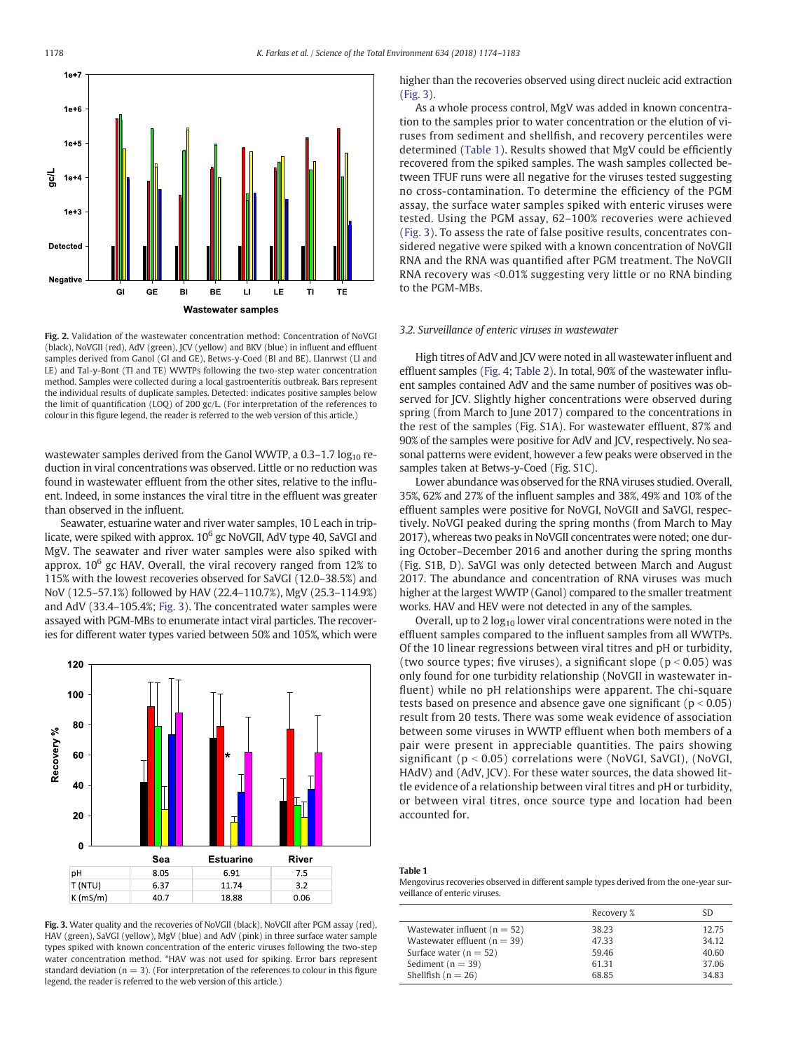**Fig. 2.** Validation of the wastewater concentration method: Concentration of NoVGI (black), NoVGII (red), AdV (green), JCV (yellow) and BKV (blue) in influent and effluent samples derived from Ganol (GI and GE), Betws-y-Coed (BI and BE), Llanrwst (LI and LE) and Tal-y-Bont (TI and TE) WWTPs following the two-step water concentration method. Samples were collected during a local gastroenteritis outbreak. Bars represent the individual results of duplicate samples. Detected: indicates positive samples below the limit of quantification (LOQ) of 200 gc/L. (For interpretation of the references to colour in this figure legend, the reader is referred to the web version of this article.)

wastewater samples derived from the Ganol WWTP, a 0.3–1.7 $\log_{10}$ reduction in viral concentrations was observed. Little or no reduction was found in wastewater effluent from the other sites, relative to the influent. Indeed, in some instances the viral titre in the effluent was greater than observed in the influent.

Seawater, estuarine water and river water samples, 10 L each in triplicate, were spiked with approx. $10^6$ gc NoVGII, AdV type 40, SaVGI and MgV. The seawater and river water samples were also spiked with approx. $10^6$ gc HAV. Overall, the viral recovery ranged from 12% to 115% with the lowest recoveries observed for SaVGI (12.0–38.5%) and NoV (12.5–57.1%) followed by HAV (22.4–110.7%), MgV (25.3–114.9%) and AdV (33.4–105.4%; Fig. 3). The concentrated water samples were assayed with PGM-MBs to enumerate intact viral particles. The recoveries for different water types varied between 50% and 105%, which were higher than the recoveries observed using direct nucleic acid extraction (Fig. 3).

**Fig. 3.** Water quality and the recoveries of NoVGII (black), NoVGII after PGM assay (red), HAV (green), SaVGI (yellow), MgV (blue) and AdV (pink) in three surface water sample types spiked with known concentration of the enteric viruses following the two-step water concentration method. *HAV was not used for spiking. Error bars represent standard deviation (n = 3). (For interpretation of the references to colour in this figure legend, the reader is referred to the web version of this article.)

As a whole process control, MgV was added in known concentration to the samples prior to water concentration or the elution of viruses from sediment and shellfish, and recovery percentiles were determined (Table 1). Results showed that MgV could be efficiently recovered from the spiked samples. The wash samples collected between TFUF runs were all negative for the viruses tested suggesting no cross-contamination. To determine the efficiency of the PGM assay, the surface water samples spiked with enteric viruses were tested. Using the PGM assay, 62–100% recoveries were achieved (Fig. 3). To assess the rate of false positive results, concentrates considered negative were spiked with a known concentration of NoVGII RNA and the RNA was quantified after PGM treatment. The NoVGII RNA recovery was <0.01% suggesting very little or no RNA binding to the PGM-MBs.

### 3.2. Surveillance of enteric viruses in wastewater

High titres of AdV and JCV were noted in all wastewater influent and effluent samples (Fig. 4; Table 2). In total, 90% of the wastewater influent samples contained AdV and the same number of positives was observed for JCV. Slightly higher concentrations were observed during spring (from March to June 2017) compared to the concentrations in the rest of the samples (Fig. S1A). For wastewater effluent, 87% and 90% of the samples were positive for AdV and JCV, respectively. No seasonal patterns were evident, however a few peaks were observed in the samples taken at Betws-y-Coed (Fig. S1C).

Lower abundance was observed for the RNA viruses studied. Overall, 35%, 62% and 27% of the influent samples and 38%, 49% and 10% of the effluent samples were positive for NoVGI, NoVGII and SaVGI, respectively. NoVGI peaked during the spring months (from March to May 2017), whereas two peaks in NoVGII concentrates were noted; one during October–December 2016 and another during the spring months (Fig. S1B, D). SaVGI was only detected between March and August 2017. The abundance and concentration of RNA viruses was much higher at the largest WWTP (Ganol) compared to the smaller treatment works. HAV and HEV were not detected in any of the samples.

Overall, up to 2 $\log_{10}$ lower viral concentrations were noted in the effluent samples compared to the influent samples from all WWTPs. Of the 10 linear regressions between viral titres and pH or turbidity, (two source types; five viruses), a significant slope ($p < 0.05$) was only found for one turbidity relationship (NoVGII in wastewater influent) while no pH relationships were apparent. The chi-square tests based on presence and absence gave one significant ($p < 0.05$) result from 20 tests. There was some weak evidence of association between some viruses in WWTP effluent when both members of a pair were present in appreciable quantities. The pairs showing significant ($p < 0.05$) correlations were (NoVGI, SaVGI), (NoVGI, HAdV) and (AdV, JCV). For these water sources, the data showed little evidence of a relationship between viral titres and pH or turbidity, or between viral titres, once source type and location had been accounted for.

**Table 1**
Mengovirus recoveries observed in different sample types derived from the one-year surveillance of enteric viruses.

| | Recovery % | SD |
|---|---|---|
| Wastewater influent (n = 52) | 38.23 | 12.75 |
| Wastewater effluent (n = 39) | 47.33 | 34.12 |
| Surface water (n = 52) | 59.46 | 40.60 |
| Sediment (n = 39) | 61.31 | 37.06 |
| Shellfish (n = 26) | 68.85 | 34.83 |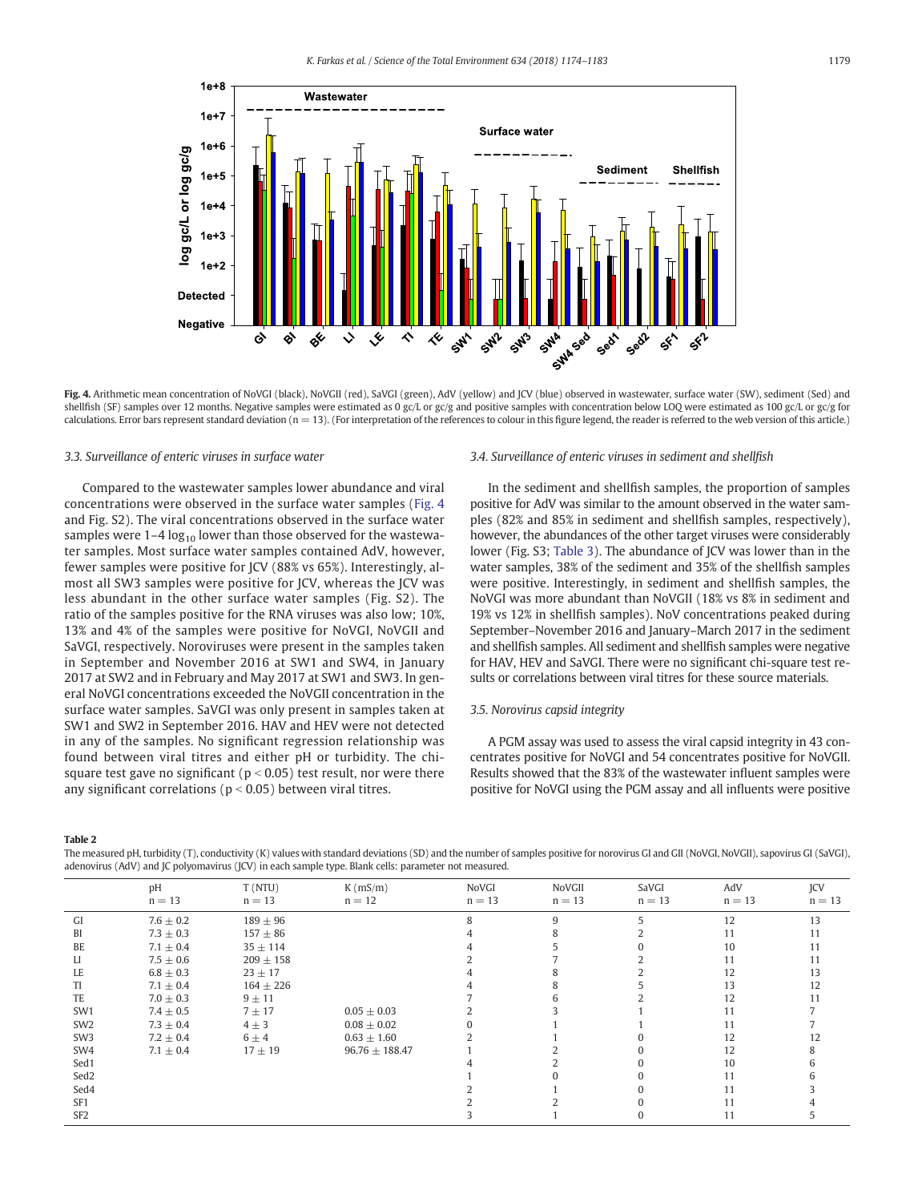**Fig. 4.** Arithmetic mean concentration of NoVGI (black), NoVGII (red), SaVGI (green), AdV (yellow) and JCV (blue) observed in wastewater, surface water (SW), sediment (Sed) and shellfish (SF) samples over 12 months. Negative samples were estimated as 0 gc/L or gc/g and positive samples with concentration below LOQ were estimated as 100 gc/L or gc/g for calculations. Error bars represent standard deviation (n = 13). (For interpretation of the references to colour in this figure legend, the reader is referred to the web version of this article.)

### 3.3. Surveillance of enteric viruses in surface water

Compared to the wastewater samples lower abundance and viral concentrations were observed in the surface water samples (Fig. 4 and Fig. S2). The viral concentrations observed in the surface water samples were 1–4 $\log_{10}$ lower than those observed for the wastewater samples. Most surface water samples contained AdV, however, fewer samples were positive for JCV (88% vs 65%). Interestingly, almost all SW3 samples were positive for JCV, whereas the JCV was less abundant in the other surface water samples (Fig. S2). The ratio of the samples positive for the RNA viruses was also low; 10%, 13% and 4% of the samples were positive for NoVGI, NoVGII and SaVGI, respectively. Noroviruses were present in the samples taken in September and November 2016 at SW1 and SW4, in January 2017 at SW2 and in February and May 2017 at SW1 and SW3. In general NoVGI concentrations exceeded the NoVGII concentration in the surface water samples. SaVGI was only present in samples taken at SW1 and SW2 in September 2016. HAV and HEV were not detected in any of the samples. No significant regression relationship was found between viral titres and either pH or turbidity. The chi-square test gave no significant ($p < 0.05$) test result, nor were there any significant correlations ($p < 0.05$) between viral titres.

### 3.4. Surveillance of enteric viruses in sediment and shellfish

In the sediment and shellfish samples, the proportion of samples positive for AdV was similar to the amount observed in the water samples (82% and 85% in sediment and shellfish samples, respectively), however, the abundances of the other target viruses were considerably lower (Fig. S3; Table 3). The abundance of JCV was lower than in the water samples, 38% of the sediment and 35% of the shellfish samples were positive. Interestingly, in sediment and shellfish samples, the NoVGI was more abundant than NoVGII (18% vs 8% in sediment and 19% vs 12% in shellfish samples). NoV concentrations peaked during September–November 2016 and January–March 2017 in the sediment and shellfish samples. All sediment and shellfish samples were negative for HAV, HEV and SaVGI. There were no significant chi-square test results or correlations between viral titres for these source materials.

### 3.5. Norovirus capsid integrity

A PGM assay was used to assess the viral capsid integrity in 43 concentrates positive for NoVGI and 54 concentrates positive for NoVGII. Results showed that the 83% of the wastewater influent samples were positive for NoVGI using the PGM assay and all influents were positive

**Table 2**
The measured pH, turbidity (T), conductivity (K) values with standard deviations (SD) and the number of samples positive for norovirus GI and GII (NoVGI, NoVGII), sapovirus GI (SaVGI), adenovirus (AdV) and JC polyomavirus (JCV) in each sample type. Blank cells: parameter not measured.

| | pH<br>n = 13 | T (NTU)<br>n = 13 | K (mS/m)<br>n = 12 | NoVGI<br>n = 13 | NoVGII<br>n = 13 | SaVGI<br>n = 13 | AdV<br>n = 13 | JCV<br>n = 13 |
|---|---|---|---|---|---|---|---|---|
| GI | 7.6 ± 0.2 | 189 ± 96 | | 8 | 9 | 5 | 12 | 13 |
| BI | 7.3 ± 0.3 | 157 ± 86 | | 4 | 8 | 2 | 11 | 11 |
| BE | 7.1 ± 0.4 | 35 ± 114 | | 4 | 5 | 0 | 10 | 11 |
| LI | 7.5 ± 0.6 | 209 ± 158 | | 2 | 7 | 2 | 11 | 11 |
| LE | 6.8 ± 0.3 | 23 ± 17 | | 4 | 8 | 2 | 12 | 13 |
| TI | 7.1 ± 0.4 | 164 ± 226 | | 4 | 8 | 5 | 13 | 12 |
| TE | 7.0 ± 0.3 | 9 ± 11 | | 7 | 6 | 2 | 12 | 11 |
| SW1 | 7.4 ± 0.5 | 7 ± 17 | 0.05 ± 0.03 | 2 | 3 | 1 | 11 | 7 |
| SW2 | 7.3 ± 0.4 | 4 ± 3 | 0.08 ± 0.02 | 0 | 1 | 1 | 11 | 7 |
| SW3 | 7.2 ± 0.4 | 6 ± 4 | 0.63 ± 1.60 | 2 | 1 | 0 | 12 | 12 |
| SW4 | 7.1 ± 0.4 | 17 ± 19 | 96.76 ± 188.47 | 1 | 2 | 0 | 12 | 8 |
| Sed1 | | | | 4 | 2 | 0 | 10 | 6 |
| Sed2 | | | | 1 | 0 | 0 | 11 | 6 |
| Sed4 | | | | 2 | 1 | 0 | 11 | 3 |
| SF1 | | | | 2 | 2 | 0 | 11 | 4 |
| SF2 | | | | 3 | 1 | 0 | 11 | 5 |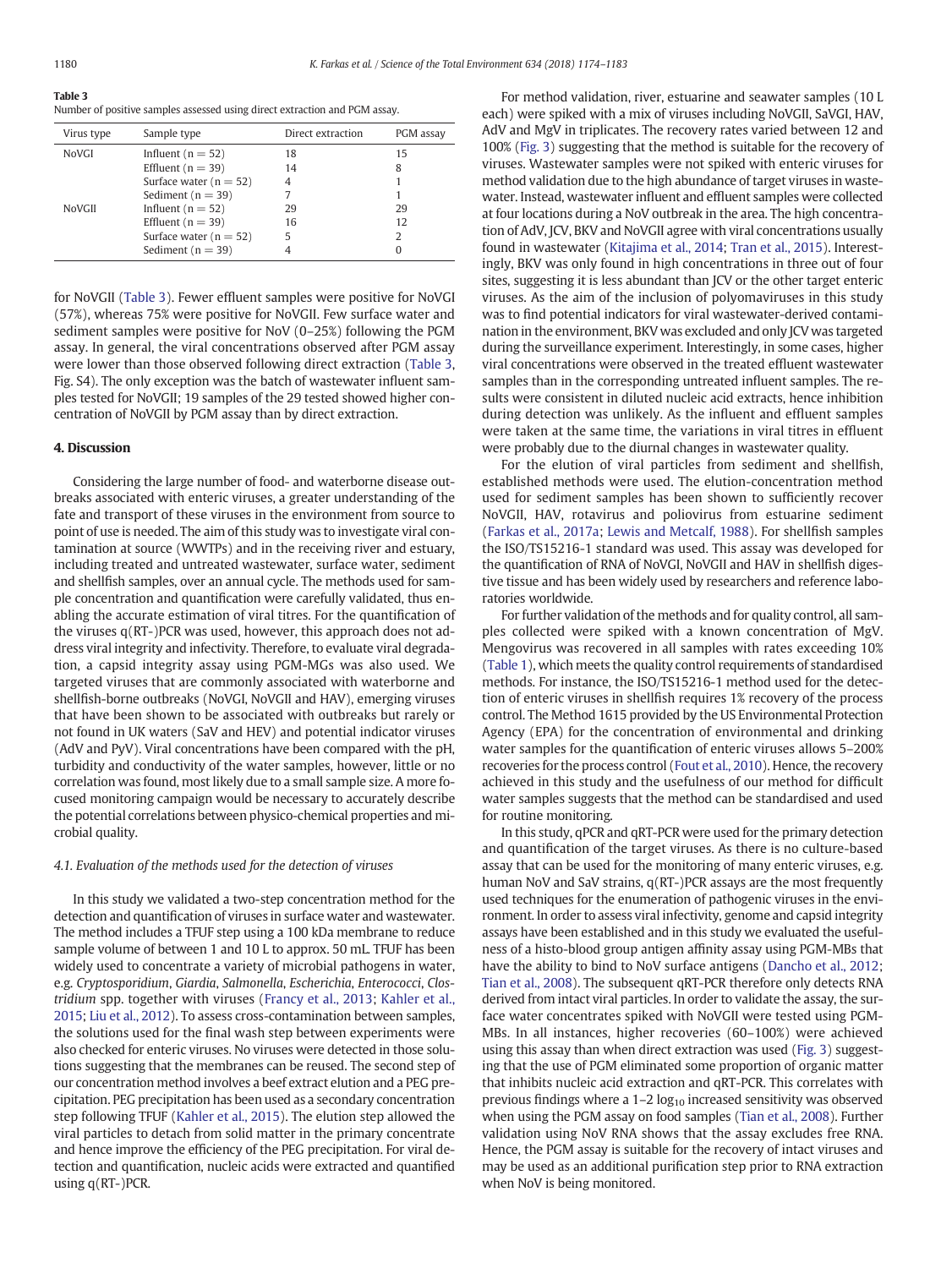**Table 3**
Number of positive samples assessed using direct extraction and PGM assay.

| Virus type | Sample type | Direct extraction | PGM assay |
|---|---|---|---|
| NoVGI | Influent (n = 52) | 18 | 15 |
| | Effluent (n = 39) | 14 | 8 |
| | Surface water (n = 52) | 4 | 1 |
| | Sediment (n = 39) | 7 | 1 |
| NoVGII | Influent (n = 52) | 29 | 29 |
| | Effluent (n = 39) | 16 | 12 |
| | Surface water (n = 52) | 5 | 2 |
| | Sediment (n = 39) | 4 | 0 |

for NoVGII (Table 3). Fewer effluent samples were positive for NoVGI (57%), whereas 75% were positive for NoVGII. Few surface water and sediment samples were positive for NoV (0–25%) following the PGM assay. In general, the viral concentrations observed after PGM assay were lower than those observed following direct extraction (Table 3, Fig. S4). The only exception was the batch of wastewater influent samples tested for NoVGII; 19 samples of the 29 tested showed higher concentration of NoVGII by PGM assay than by direct extraction.

## 4. Discussion

Considering the large number of food- and waterborne disease outbreaks associated with enteric viruses, a greater understanding of the fate and transport of these viruses in the environment from source to point of use is needed. The aim of this study was to investigate viral contamination at source (WWTPs) and in the receiving river and estuary, including treated and untreated wastewater, surface water, sediment and shellfish samples, over an annual cycle. The methods used for sample concentration and quantification were carefully validated, thus enabling the accurate estimation of viral titres. For the quantification of the viruses q(RT-)PCR was used, however, this approach does not address viral integrity and infectivity. Therefore, to evaluate viral degradation, a capsid integrity assay using PGM-MGs was also used. We targeted viruses that are commonly associated with waterborne and shellfish-borne outbreaks (NoVGI, NoVGII and HAV), emerging viruses that have been shown to be associated with outbreaks but rarely or not found in UK waters (SaV and HEV) and potential indicator viruses (AdV and PyV). Viral concentrations have been compared with the pH, turbidity and conductivity of the water samples, however, little or no correlation was found, most likely due to a small sample size. A more focused monitoring campaign would be necessary to accurately describe the potential correlations between physico-chemical properties and microbial quality.

### 4.1. Evaluation of the methods used for the detection of viruses

In this study we validated a two-step concentration method for the detection and quantification of viruses in surface water and wastewater. The method includes a TFUF step using a 100 kDa membrane to reduce sample volume of between 1 and 10 L to approx. 50 mL. TFUF has been widely used to concentrate a variety of microbial pathogens in water, e.g. *Cryptosporidium*, *Giardia*, *Salmonella*, *Escherichia*, *Enterococci*, *Clostridium* spp. together with viruses (Francy et al., 2013; Kahler et al., 2015; Liu et al., 2012). To assess cross-contamination between samples, the solutions used for the final wash step between experiments were also checked for enteric viruses. No viruses were detected in those solutions suggesting that the membranes can be reused. The second step of our concentration method involves a beef extract elution and a PEG precipitation. PEG precipitation has been used as a secondary concentration step following TFUF (Kahler et al., 2015). The elution step allowed the viral particles to detach from solid matter in the primary concentrate and hence improve the efficiency of the PEG precipitation. For viral detection and quantification, nucleic acids were extracted and quantified using q(RT-)PCR.

For method validation, river, estuarine and seawater samples (10 L each) were spiked with a mix of viruses including NoVGII, SaVGI, HAV, AdV and MgV in triplicates. The recovery rates varied between 12 and 100% (Fig. 3) suggesting that the method is suitable for the recovery of viruses. Wastewater samples were not spiked with enteric viruses for method validation due to the high abundance of target viruses in wastewater. Instead, wastewater influent and effluent samples were collected at four locations during a NoV outbreak in the area. The high concentration of AdV, JCV, BKV and NoVGII agree with viral concentrations usually found in wastewater (Kitajima et al., 2014; Tran et al., 2015). Interestingly, BKV was only found in high concentrations in three out of four sites, suggesting it is less abundant than JCV or the other target enteric viruses. As the aim of the inclusion of polyomaviruses in this study was to find potential indicators for viral wastewater-derived contamination in the environment, BKV was excluded and only JCV was targeted during the surveillance experiment. Interestingly, in some cases, higher viral concentrations were observed in the treated effluent wastewater samples than in the corresponding untreated influent samples. The results were consistent in diluted nucleic acid extracts, hence inhibition during detection was unlikely. As the influent and effluent samples were taken at the same time, the variations in viral titres in effluent were probably due to the diurnal changes in wastewater quality.

For the elution of viral particles from sediment and shellfish, established methods were used. The elution-concentration method used for sediment samples has been shown to sufficiently recover NoVGII, HAV, rotavirus and poliovirus from estuarine sediment (Farkas et al., 2017a; Lewis and Metcalf, 1988). For shellfish samples the ISO/TS15216-1 standard was used. This assay was developed for the quantification of RNA of NoVGI, NoVGII and HAV in shellfish digestive tissue and has been widely used by researchers and reference laboratories worldwide.

For further validation of the methods and for quality control, all samples collected were spiked with a known concentration of MgV. Mengovirus was recovered in all samples with rates exceeding 10% (Table 1), which meets the quality control requirements of standardised methods. For instance, the ISO/TS15216-1 method used for the detection of enteric viruses in shellfish requires 1% recovery of the process control. The Method 1615 provided by the US Environmental Protection Agency (EPA) for the concentration of environmental and drinking water samples for the quantification of enteric viruses allows 5–200% recoveries for the process control (Fout et al., 2010). Hence, the recovery achieved in this study and the usefulness of our method for difficult water samples suggests that the method can be standardised and used for routine monitoring.

In this study, qPCR and qRT-PCR were used for the primary detection and quantification of the target viruses. As there is no culture-based assay that can be used for the monitoring of many enteric viruses, e.g. human NoV and SaV strains, q(RT-)PCR assays are the most frequently used techniques for the enumeration of pathogenic viruses in the environment. In order to assess viral infectivity, genome and capsid integrity assays have been established and in this study we evaluated the usefulness of a histo-blood group antigen affinity assay using PGM-MBs that have the ability to bind to NoV surface antigens (Dancho et al., 2012; Tian et al., 2008). The subsequent qRT-PCR therefore only detects RNA derived from intact viral particles. In order to validate the assay, the surface water concentrates spiked with NoVGII were tested using PGM-MBs. In all instances, higher recoveries (60–100%) were achieved using this assay than when direct extraction was used (Fig. 3) suggesting that the use of PGM eliminated some proportion of organic matter that inhibits nucleic acid extraction and qRT-PCR. This correlates with previous findings where a 1–2 $\log_{10}$ increased sensitivity was observed when using the PGM assay on food samples (Tian et al., 2008). Further validation using NoV RNA shows that the assay excludes free RNA. Hence, the PGM assay is suitable for the recovery of intact viruses and may be used as an additional purification step prior to RNA extraction when NoV is being monitored.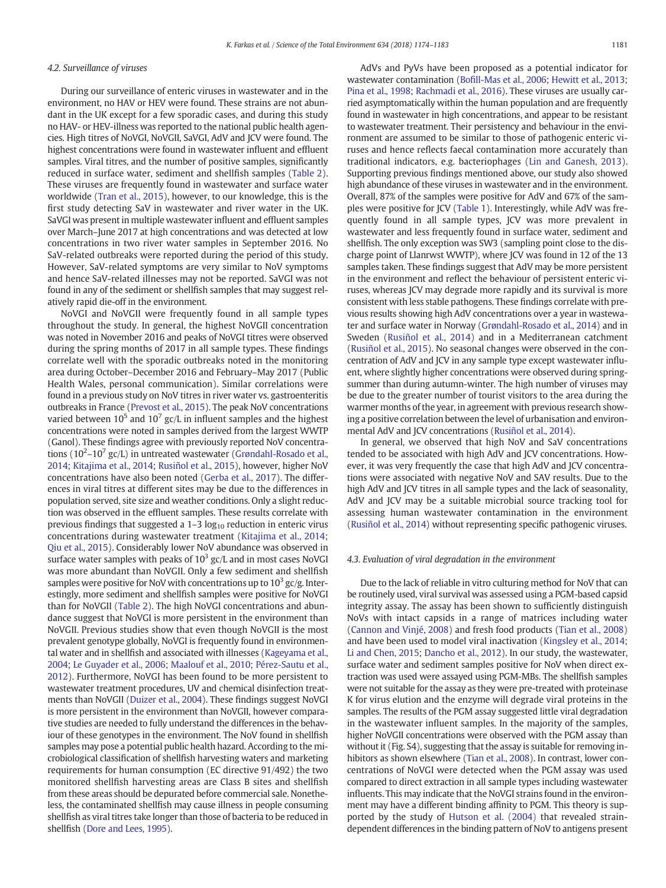### 4.2. Surveillance of viruses

During our surveillance of enteric viruses in wastewater and in the environment, no HAV or HEV were found. These strains are not abundant in the UK except for a few sporadic cases, and during this study no HAV- or HEV-illness was reported to the national public health agencies. High titres of NoVGI, NoVGII, SaVGI, AdV and JCV were found. The highest concentrations were found in wastewater influent and effluent samples. Viral titres, and the number of positive samples, significantly reduced in surface water, sediment and shellfish samples (Table 2). These viruses are frequently found in wastewater and surface water worldwide (Tran et al., 2015), however, to our knowledge, this is the first study detecting SaV in wastewater and river water in the UK. SaVGI was present in multiple wastewater influent and effluent samples over March–June 2017 at high concentrations and was detected at low concentrations in two river water samples in September 2016. No SaV-related outbreaks were reported during the period of this study. However, SaV-related symptoms are very similar to NoV symptoms and hence SaV-related illnesses may not be reported. SaVGI was not found in any of the sediment or shellfish samples that may suggest relatively rapid die-off in the environment.

NoVGI and NoVGII were frequently found in all sample types throughout the study. In general, the highest NoVGII concentration was noted in November 2016 and peaks of NoVGI titres were observed during the spring months of 2017 in all sample types. These findings correlate well with the sporadic outbreaks noted in the monitoring area during October–December 2016 and February–May 2017 (Public Health Wales, personal communication). Similar correlations were found in a previous study on NoV titres in river water vs. gastroenteritis outbreaks in France (Prevost et al., 2015). The peak NoV concentrations varied between $10^5$ and $10^7$ gc/L in influent samples and the highest concentrations were noted in samples derived from the largest WWTP (Ganol). These findings agree with previously reported NoV concentrations ($10^2$–$10^7$ gc/L) in untreated wastewater (Grøndahl-Rosado et al., 2014; Kitajima et al., 2014; Rusiñol et al., 2015), however, higher NoV concentrations have also been noted (Gerba et al., 2017). The differences in viral titres at different sites may be due to the differences in population served, site size and weather conditions. Only a slight reduction was observed in the effluent samples. These results correlate with previous findings that suggested a 1–3 $\log_{10}$ reduction in enteric virus concentrations during wastewater treatment (Kitajima et al., 2014; Qiu et al., 2015). Considerably lower NoV abundance was observed in surface water samples with peaks of $10^3$ gc/L and in most cases NoVGI was more abundant than NoVGII. Only a few sediment and shellfish samples were positive for NoV with concentrations up to $10^3$ gc/g. Interestingly, more sediment and shellfish samples were positive for NoVGI than for NoVGII (Table 2). The high NoVGI concentrations and abundance suggest that NoVGI is more persistent in the environment than NoVGII. Previous studies show that even though NoVGII is the most prevalent genotype globally, NoVGI is frequently found in environmental water and in shellfish and associated with illnesses (Kageyama et al., 2004; Le Guyader et al., 2006; Maalouf et al., 2010; Pérez-Sautu et al., 2012). Furthermore, NoVGI has been found to be more persistent to wastewater treatment procedures, UV and chemical disinfection treatments than NoVGII (Duizer et al., 2004). These findings suggest NoVGI is more persistent in the environment than NoVGII, however comparative studies are needed to fully understand the differences in the behaviour of these genotypes in the environment. The NoV found in shellfish samples may pose a potential public health hazard. According to the microbiological classification of shellfish harvesting waters and marketing requirements for human consumption (EC directive 91/492) the two monitored shellfish harvesting areas are Class B sites and shellfish from these areas should be depurated before commercial sale. Nonetheless, the contaminated shellfish may cause illness in people consuming shellfish as viral titres take longer than those of bacteria to be reduced in shellfish (Dore and Lees, 1995).

AdVs and PyVs have been proposed as a potential indicator for wastewater contamination (Bofill-Mas et al., 2006; Hewitt et al., 2013; Pina et al., 1998; Rachmadi et al., 2016). These viruses are usually carried asymptomatically within the human population and are frequently found in wastewater in high concentrations, and appear to be resistant to wastewater treatment. Their persistency and behaviour in the environment are assumed to be similar to those of pathogenic enteric viruses and hence reflects faecal contamination more accurately than traditional indicators, e.g. bacteriophages (Lin and Ganesh, 2013). Supporting previous findings mentioned above, our study also showed high abundance of these viruses in wastewater and in the environment. Overall, 87% of the samples were positive for AdV and 67% of the samples were positive for JCV (Table 1). Interestingly, while AdV was frequently found in all sample types, JCV was more prevalent in wastewater and less frequently found in surface water, sediment and shellfish. The only exception was SW3 (sampling point close to the discharge point of Llanrwst WWTP), where JCV was found in 12 of the 13 samples taken. These findings suggest that AdV may be more persistent in the environment and reflect the behaviour of persistent enteric viruses, whereas JCV may degrade more rapidly and its survival is more consistent with less stable pathogens. These findings correlate with previous results showing high AdV concentrations over a year in wastewater and surface water in Norway (Grøndahl-Rosado et al., 2014) and in Sweden (Rusiñol et al., 2014) and in a Mediterranean catchment (Rusiñol et al., 2015). No seasonal changes were observed in the concentration of AdV and JCV in any sample type except wastewater influent, where slightly higher concentrations were observed during spring-summer than during autumn-winter. The high number of viruses may be due to the greater number of tourist visitors to the area during the warmer months of the year, in agreement with previous research showing a positive correlation between the level of urbanisation and environmental AdV and JCV concentrations (Rusiñol et al., 2014).

In general, we observed that high NoV and SaV concentrations tended to be associated with high AdV and JCV concentrations. However, it was very frequently the case that high AdV and JCV concentrations were associated with negative NoV and SAV results. Due to the high AdV and JCV titres in all sample types and the lack of seasonality, AdV and JCV may be a suitable microbial source tracking tool for assessing human wastewater contamination in the environment (Rusiñol et al., 2014) without representing specific pathogenic viruses.

### 4.3. Evaluation of viral degradation in the environment

Due to the lack of reliable in vitro culturing method for NoV that can be routinely used, viral survival was assessed using a PGM-based capsid integrity assay. The assay has been shown to sufficiently distinguish NoVs with intact capsids in a range of matrices including water (Cannon and Vinjé, 2008) and fresh food products (Tian et al., 2008) and have been used to model viral inactivation (Kingsley et al., 2014; Li and Chen, 2015; Dancho et al., 2012). In our study, the wastewater, surface water and sediment samples positive for NoV when direct extraction was used were assayed using PGM-MBs. The shellfish samples were not suitable for the assay as they were pre-treated with proteinase K for virus elution and the enzyme will degrade viral proteins in the samples. The results of the PGM assay suggested little viral degradation in the wastewater influent samples. In the majority of the samples, higher NoVGII concentrations were observed with the PGM assay than without it (Fig. S4), suggesting that the assay is suitable for removing inhibitors as shown elsewhere (Tian et al., 2008). In contrast, lower concentrations of NoVGI were detected when the PGM assay was used compared to direct extraction in all sample types including wastewater influents. This may indicate that the NoVGI strains found in the environment may have a different binding affinity to PGM. This theory is supported by the study of Hutson et al. (2004) that revealed strain-dependent differences in the binding pattern of NoV to antigens present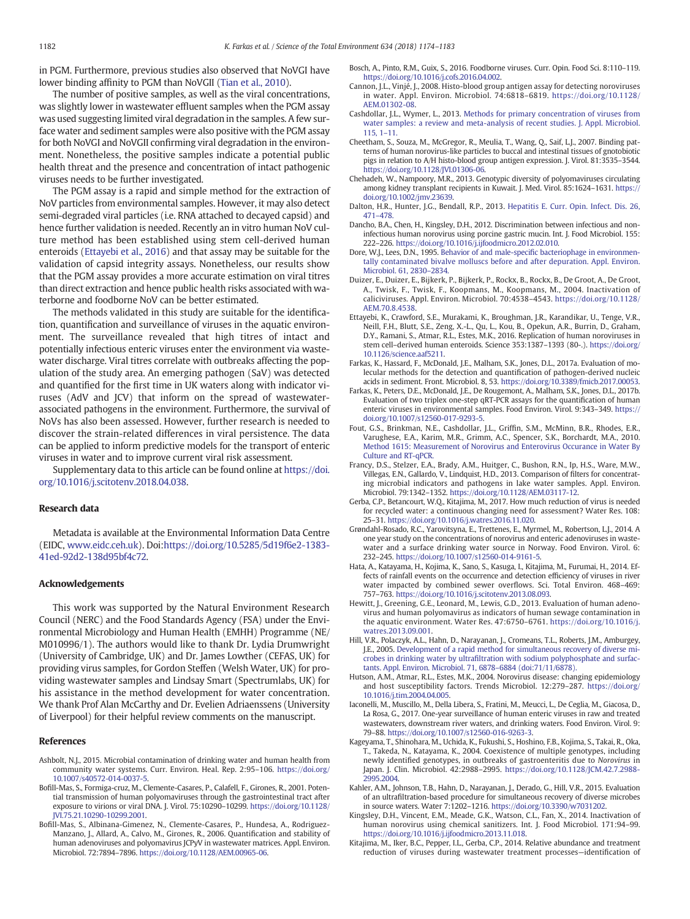in PGM. Furthermore, previous studies also observed that NoVGI have lower binding affinity to PGM than NoVGII (Tian et al., 2010).

The number of positive samples, as well as the viral concentrations, was slightly lower in wastewater effluent samples when the PGM assay was used suggesting limited viral degradation in the samples. A few surface water and sediment samples were also positive with the PGM assay for both NoVGI and NoVGII confirming viral degradation in the environment. Nonetheless, the positive samples indicate a potential public health threat and the presence and concentration of intact pathogenic viruses needs to be further investigated.

The PGM assay is a rapid and simple method for the extraction of NoV particles from environmental samples. However, it may also detect semi-degraded viral particles (i.e. RNA attached to decayed capsid) and hence further validation is needed. Recently an in vitro human NoV culture method has been established using stem cell-derived human enteroids (Ettayebi et al., 2016) and that assay may be suitable for the validation of capsid integrity assays. Nonetheless, our results show that the PGM assay provides a more accurate estimation on viral titres than direct extraction and hence public health risks associated with waterborne and foodborne NoV can be better estimated.

The methods validated in this study are suitable for the identification, quantification and surveillance of viruses in the aquatic environment. The surveillance revealed that high titres of intact and potentially infectious enteric viruses enter the environment via wastewater discharge. Viral titres correlate with outbreaks affecting the population of the study area. An emerging pathogen (SaV) was detected and quantified for the first time in UK waters along with indicator viruses (AdV and JCV) that inform on the spread of wastewater-associated pathogens in the environment. Furthermore, the survival of NoVs has also been assessed. However, further research is needed to discover the strain-related differences in viral persistence. The data can be applied to inform predictive models for the transport of enteric viruses in water and to improve current viral risk assessment.

Supplementary data to this article can be found online at https://doi.org/10.1016/j.scitotenv.2018.04.038.

## Research data

Metadata is available at the Environmental Information Data Centre (EIDC, www.eidc.ceh.uk). Doi:https://doi.org/10.5285/5d19f6e2-1383-41ed-92d2-138d95bf4c72.

## Acknowledgements

This work was supported by the Natural Environment Research Council (NERC) and the Food Standards Agency (FSA) under the Environmental Microbiology and Human Health (EMHH) Programme (NE/M010996/1). The authors would like to thank Dr. Lydia Drumwright (University of Cambridge, UK) and Dr. James Lowther (CEFAS, UK) for providing virus samples, for Gordon Steffen (Welsh Water, UK) for providing wastewater samples and Lindsay Smart (Spectrumlabs, UK) for his assistance in the method development for water concentration. We thank Prof Alan McCarthy and Dr. Evelien Adriaenssens (University of Liverpool) for their helpful review comments on the manuscript.

## References

Ashbolt, N.J., 2015. Microbial contamination of drinking water and human health from community water systems. Curr. Environ. Heal. Rep. 2:95–106. https://doi.org/10.1007/s40572-014-0037-5.

Bofill-Mas, S., Formiga-cruz, M., Clemente-Casares, P., Calafell, F., Girones, R., 2001. Potential transmission of human polyomaviruses through the gastrointestinal tract after exposure to virions or viral DNA. J. Virol. 75:10290–10299. https://doi.org/10.1128/JVI.75.21.10290-10299.2001.

Bofill-Mas, S., Albinana-Gimenez, N., Clemente-Casares, P., Hundesa, A., Rodriguez-Manzano, J., Allard, A., Calvo, M., Girones, R., 2006. Quantification and stability of human adenoviruses and polyomavirus JCPyV in wastewater matrices. Appl. Environ. Microbiol. 72:7894–7896. https://doi.org/10.1128/AEM.00965-06.

Bosch, A., Pinto, R.M., Guix, S., 2016. Foodborne viruses. Curr. Opin. Food Sci. 8:110–119. https://doi.org/10.1016/j.cofs.2016.04.002.

Cannon, J.L., Vinjé, J., 2008. Histo-blood group antigen assay for detecting noroviruses in water. Appl. Environ. Microbiol. 74:6818–6819. https://doi.org/10.1128/AEM.01302-08.

Cashdollar, J.L., Wymer, L., 2013. Methods for primary concentration of viruses from water samples: a review and meta-analysis of recent studies. J. Appl. Microbiol. 115, 1–11.

Cheetham, S., Souza, M., McGregor, R., Meulia, T., Wang, Q., Saif, L.J., 2007. Binding patterns of human norovirus-like particles to buccal and intestinal tissues of gnotobiotic pigs in relation to A/H histo-blood group antigen expression. J. Virol. 81:3535–3544. https://doi.org/10.1128/JVI.01306-06.

Chehadeh, W., Nampoory, M.R., 2013. Genotypic diversity of polyomaviruses circulating among kidney transplant recipients in Kuwait. J. Med. Virol. 85:1624–1631. https://doi.org/10.1002/jmv.23639.

Dalton, H.R., Hunter, J.G., Bendall, R.P., 2013. Hepatitis E. Curr. Opin. Infect. Dis. 26, 471–478.

Dancho, B.A., Chen, H., Kingsley, D.H., 2012. Discrimination between infectious and non-infectious human norovirus using porcine gastric mucin. Int. J. Food Microbiol. 155: 222–226. https://doi.org/10.1016/j.ijfoodmicro.2012.02.010.

Dore, W.J., Lees, D.N., 1995. Behavior of and male-specific bacteriophage in environmentally contaminated bivalve molluscs before and after depuration. Appl. Environ. Microbiol. 61, 2830–2834.

Duizer, E., Duizer, E., Bijkerk, P., Bijkerk, P., Rockx, B., Rockx, B., De Groot, A., De Groot, A., Twisk, F., Twisk, F., Koopmans, M., Koopmans, M., 2004. Inactivation of caliciviruses. Appl. Environ. Microbiol. 70:4538–4543. https://doi.org/10.1128/AEM.70.8.4538.

Ettayebi, K., Crawford, S.E., Murakami, K., Broughman, J.R., Karandikar, U., Tenge, V.R., Neill, F.H., Blutt, S.E., Zeng, X.-L., Qu, L., Kou, B., Opekun, A.R., Burrin, D., Graham, D.Y., Ramani, S., Atmar, R.L., Estes, M.K., 2016. Replication of human noroviruses in stem cell–derived human enteroids. Science 353:1387–1393 (80-.). https://doi.org/10.1126/science.aaf5211.

Farkas, K., Hassard, F., McDonald, J.E., Malham, S.K., Jones, D.L., 2017a. Evaluation of molecular methods for the detection and quantification of pathogen-derived nucleic acids in sediment. Front. Microbiol. 8, 53. https://doi.org/10.3389/fmicb.2017.00053.

Farkas, K., Peters, D.E., McDonald, J.E., De Rougemont, A., Malham, S.K., Jones, D.L., 2017b. Evaluation of two triplex one-step qRT-PCR assays for the quantification of human enteric viruses in environmental samples. Food Environ. Virol. 9:343–349. https://doi.org/10.1007/s12560-017-9293-5.

Fout, G.S., Brinkman, N.E., Cashdollar, J.L., Griffin, S.M., McMinn, B.R., Rhodes, E.R., Varughese, E.A., Karim, M.R., Grimm, A.C., Spencer, S.K., Borchardt, M.A., 2010. Method 1615: Measurement of Norovirus and Enterovirus Occurance in Water By Culture and RT-qPCR.

Francy, D.S., Stelzer, E.A., Brady, A.M., Huitger, C., Bushon, R.N., Ip, H.S., Ware, M.W., Villegas, E.N., Gallardo, V., Lindquist, H.D., 2013. Comparison of filters for concentrating microbial indicators and pathogens in lake water samples. Appl. Environ. Microbiol. 79:1342–1352. https://doi.org/10.1128/AEM.03117-12.

Gerba, C.P., Betancourt, W.Q., Kitajima, M., 2017. How much reduction of virus is needed for recycled water: a continuous changing need for assessment? Water Res. 108: 25–31. https://doi.org/10.1016/j.watres.2016.11.020.

Grøndahl-Rosado, R.C., Yarovitsyna, E., Trettenes, E., Myrmel, M., Robertson, L.J., 2014. A one year study on the concentrations of norovirus and enteric adenoviruses in wastewater and a surface drinking water source in Norway. Food Environ. Virol. 6: 232–245. https://doi.org/10.1007/s12560-014-9161-5.

Hata, A., Katayama, H., Kojima, K., Sano, S., Kasuga, I., Kitajima, M., Furumai, H., 2014. Effects of rainfall events on the occurrence and detection efficiency of viruses in river water impacted by combined sewer overflows. Sci. Total Environ. 468–469: 757–763. https://doi.org/10.1016/j.scitotenv.2013.08.093.

Hewitt, J., Greening, G.E., Leonard, M., Lewis, G.D., 2013. Evaluation of human adenovirus and human polyomavirus as indicators of human sewage contamination in the aquatic environment. Water Res. 47:6750–6761. https://doi.org/10.1016/j.watres.2013.09.001.

Hill, V.R., Polaczyk, A.L., Hahn, D., Narayanan, J., Cromeans, T.L., Roberts, J.M., Amburgey, J.E., 2005. Development of a rapid method for simultaneous recovery of diverse microbes in drinking water by ultrafiltration with sodium polyphosphate and surfactants. Appl. Environ. Microbiol. 71, 6878–6884 (doi:71/11/6878).

Hutson, A.M., Atmar, R.L., Estes, M.K., 2004. Norovirus disease: changing epidemiology and host susceptibility factors. Trends Microbiol. 12:279–287. https://doi.org/10.1016/j.tim.2004.04.005.

Iaconelli, M., Muscillo, M., Della Libera, S., Fratini, M., Meucci, L., De Ceglia, M., Giacosa, D., La Rosa, G., 2017. One-year surveillance of human enteric viruses in raw and treated wastewaters, downstream river waters, and drinking waters. Food Environ. Virol. 9: 79–88. https://doi.org/10.1007/s12560-016-9263-3.

Kageyama, T., Shinohara, M., Uchida, K., Fukushi, S., Hoshino, F.B., Kojima, S., Takai, R., Oka, T., Takeda, N., Katayama, K., 2004. Coexistence of multiple genotypes, including newly identified genotypes, in outbreaks of gastroenteritis due to *Norovirus* in Japan. J. Clin. Microbiol. 42:2988–2995. https://doi.org/10.1128/JCM.42.7.2988-2995.2004.

Kahler, A.M., Johnson, T.B., Hahn, D., Narayanan, J., Derado, G., Hill, V.R., 2015. Evaluation of an ultrafiltration-based procedure for simultaneous recovery of diverse microbes in source waters. Water 7:1202–1216. https://doi.org/10.3390/w7031202.

Kingsley, D.H., Vincent, E.M., Meade, G.K., Watson, C.L., Fan, X., 2014. Inactivation of human norovirus using chemical sanitizers. Int. J. Food Microbiol. 171:94–99. https://doi.org/10.1016/j.ijfoodmicro.2013.11.018.

Kitajima, M., Iker, B.C., Pepper, I.L., Gerba, C.P., 2014. Relative abundance and treatment reduction of viruses during wastewater treatment processes—identification of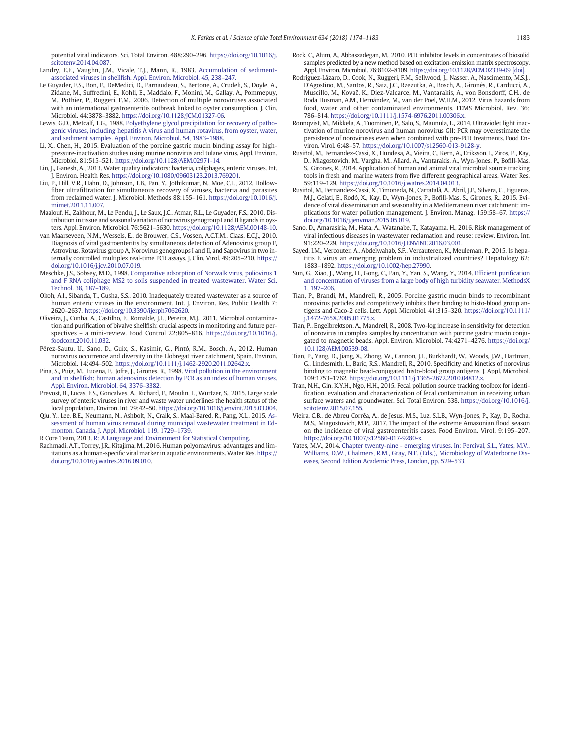potential viral indicators. Sci. Total Environ. 488:290–296. https://doi.org/10.1016/j.scitotenv.2014.04.087.

Landry, E.F., Vaughn, J.M., Vicale, T.J., Mann, R., 1983. Accumulation of sediment-associated viruses in shellfish. Appl. Environ. Microbiol. 45, 238–247.

Le Guyader, F.S., Bon, F., DeMedici, D., Parnaudeau, S., Bertone, A., Crudeli, S., Doyle, A., Zidane, M., Suffredini, E., Kohli, E., Maddalo, F., Monini, M., Gallay, A., Pommepuy, M., Pothier, P., Ruggeri, F.M., 2006. Detection of multiple noroviruses associated with an international gastroenteritis outbreak linked to oyster consumption. J. Clin. Microbiol. 44:3878–3882. https://doi.org/10.1128/JCM.01327-06.

Lewis, G.D., Metcalf, T.G., 1988. Polyethylene glycol precipitation for recovery of pathogenic viruses, including hepatitis A virus and human rotavirus, from oyster, water, and sediment samples. Appl. Environ. Microbiol. 54, 1983–1988.

Li, X., Chen, H., 2015. Evaluation of the porcine gastric mucin binding assay for high-pressure-inactivation studies using murine norovirus and tulane virus. Appl. Environ. Microbiol. 81:515–521. https://doi.org/10.1128/AEM.02971-14.

Lin, J., Ganesh, A., 2013. Water quality indicators: bacteria, coliphages, enteric viruses. Int. J. Environ. Health Res. https://doi.org/10.1080/09603123.2013.769201.

Liu, P., Hill, V.R., Hahn, D., Johnson, T.B., Pan, Y., Jothikumar, N., Moe, C.L., 2012. Hollow-fiber ultrafiltration for simultaneous recovery of viruses, bacteria and parasites from reclaimed water. J. Microbiol. Methods 88:155–161. https://doi.org/10.1016/j.mimet.2011.11.007.

Maalouf, H., Zakhour, M., Le Pendu, J., Le Saux, J.C., Atmar, R.L., Le Guyader, F.S., 2010. Distribution in tissue and seasonal variation of norovirus genogroup I and II ligands in oysters. Appl. Environ. Microbiol. 76:5621–5630. https://doi.org/10.1128/AEM.00148-10.

van Maarseveen, N.M., Wessels, E., de Brouwer, C.S., Vossen, A.C.T.M., Claas, E.C.J., 2010. Diagnosis of viral gastroenteritis by simultaneous detection of Adenovirus group F, Astrovirus, Rotavirus group A, Norovirus genogroups I and II, and Sapovirus in two internally controlled multiplex real-time PCR assays. J. Clin. Virol. 49:205–210. https://doi.org/10.1016/j.jcv.2010.07.019.

Meschke, J.S., Sobsey, M.D., 1998. Comparative adsorption of Norwalk virus, poliovirus 1 and F RNA coliphage MS2 to soils suspended in treated wastewater. Water Sci. Technol. 38, 187–189.

Okoh, A.I., Sibanda, T., Gusha, S.S., 2010. Inadequately treated wastewater as a source of human enteric viruses in the environment. Int. J. Environ. Res. Public Health 7: 2620–2637. https://doi.org/10.3390/ijerph7062620.

Oliveira, J., Cunha, A., Castilho, F., Romalde, J.L., Pereira, M.J., 2011. Microbial contamination and purification of bivalve shellfish: crucial aspects in monitoring and future perspectives – a mini-review. Food Control 22:805–816. https://doi.org/10.1016/j.foodcont.2010.11.032.

Pérez-Sautu, U., Sano, D., Guix, S., Kasimir, G., Pintó, R.M., Bosch, A., 2012. Human norovirus occurrence and diversity in the Llobregat river catchment, Spain. Environ. Microbiol. 14:494–502. https://doi.org/10.1111/j.1462-2920.2011.02642.x.

Pina, S., Puig, M., Lucena, F., Jofre, J., Girones, R., 1998. Viral pollution in the environment and in shellfish: human adenovirus detection by PCR as an index of human viruses. Appl. Environ. Microbiol. 64, 3376–3382.

Prevost, B., Lucas, F.S., Goncalves, A., Richard, F., Moulin, L., Wurtzer, S., 2015. Large scale survey of enteric viruses in river and waste water underlines the health status of the local population. Environ. Int. 79:42–50. https://doi.org/10.1016/j.envint.2015.03.004.

Qiu, Y., Lee, B.E., Neumann, N., Ashbolt, N., Craik, S., Maal-Bared, R., Pang, X.L., 2015. Assessment of human virus removal during municipal wastewater treatment in Edmonton, Canada. J. Appl. Microbiol. 119, 1729–1739.

R Core Team, 2013. R: A Language and Environment for Statistical Computing.

Rachmadi, A.T., Torrey, J.R., Kitajima, M., 2016. Human polyomavirus: advantages and limitations as a human-specific viral marker in aquatic environments. Water Res. https://doi.org/10.1016/j.watres.2016.09.010.

Rock, C., Alum, A., Abbaszadegan, M., 2010. PCR inhibitor levels in concentrates of biosolid samples predicted by a new method based on excitation-emission matrix spectroscopy. Appl. Environ. Microbiol. 76:8102–8109. https://doi.org/10.1128/AEM.02339-09 [doi].

Rodríguez-Lázaro, D., Cook, N., Ruggeri, F.M., Sellwood, J., Nasser, A., Nascimento, M.S.J., D'Agostino, M., Santos, R., Saiz, J.C., Rzezutka, A., Bosch, A., Gironés, R., Carducci, A., Muscillo, M., Kovač, K., Diez-Valcarce, M., Vantarakis, A., von Bonsdorff, C.H., de Roda Husman, A.M., Hernández, M., van der Poel, W.H.M., 2012. Virus hazards from food, water and other contaminated environments. FEMS Microbiol. Rev. 36: 786–814. https://doi.org/10.1111/j.1574-6976.2011.00306.x.

Ronnqvist, M., Mikkela, A., Tuominen, P., Salo, S., Maunula, L., 2014. Ultraviolet light inactivation of murine norovirus and human norovirus GII: PCR may overestimate the persistence of noroviruses even when combined with pre-PCR treatments. Food Environ. Virol. 6:48–57. https://doi.org/10.1007/s12560-013-9128-y.

Rusiñol, M., Fernandez-Cassi, X., Hundesa, A., Vieira, C., Kern, A., Eriksson, I., Ziros, P., Kay, D., Miagostovich, M., Vargha, M., Allard, A., Vantarakis, A., Wyn-Jones, P., Bofill-Mas, S., Girones, R., 2014. Application of human and animal viral microbial source tracking tools in fresh and marine waters from five different geographical areas. Water Res. 59:119–129. https://doi.org/10.1016/j.watres.2014.04.013.

Rusiñol, M., Fernandez-Cassi, X., Timoneda, N., Carratalà, A., Abril, J.F., Silvera, C., Figueras, M.J., Gelati, E., Rodó, X., Kay, D., Wyn-Jones, P., Bofill-Mas, S., Girones, R., 2015. Evidence of viral dissemination and seasonality in a Mediterranean river catchment: implications for water pollution management. J. Environ. Manag. 159:58–67. https://doi.org/10.1016/j.jenvman.2015.05.019.

Sano, D., Amarasiria, M., Hata, A., Watanabe, T., Katayama, H., 2016. Risk management of viral infectious diseases in wastewater reclamation and reuse: review. Environ. Int. 91:220–229. https://doi.org/10.1016/J.ENVINT.2016.03.001.

Sayed, I.M., Vercouter, A., Abdelwahab, S.F., Vercauteren, K., Meuleman, P., 2015. Is hepatitis E virus an emerging problem in industrialized countries? Hepatology 62: 1883–1892. https://doi.org/10.1002/hep.27990.

Sun, G., Xiao, J., Wang, H., Gong, C., Pan, Y., Yan, S., Wang, Y., 2014. Efficient purification and concentration of viruses from a large body of high turbidity seawater. MethodsX 1, 197–206.

Tian, P., Brandi, M., Mandrell, R., 2005. Porcine gastric mucin binds to recombinant norovirus particles and competitively inhibits their binding to histo-blood group antigens and Caco-2 cells. Lett. Appl. Microbiol. 41:315–320. https://doi.org/10.1111/j.1472-765X.2005.01775.x.

Tian, P., Engelbrektson, A., Mandrell, R., 2008. Two-log increase in sensitivity for detection of norovirus in complex samples by concentration with porcine gastric mucin conjugated to magnetic beads. Appl. Environ. Microbiol. 74:4271–4276. https://doi.org/10.1128/AEM.00539-08.

Tian, P., Yang, D., Jiang, X., Zhong, W., Cannon, J.L., Burkhardt, W., Woods, J.W., Hartman, G., Lindesmith, L., Baric, R.S., Mandrell, R., 2010. Specificity and kinetics of norovirus binding to magnetic bead-conjugated histo-blood group antigens. J. Appl. Microbiol. 109:1753–1762. https://doi.org/10.1111/j.1365-2672.2010.04812.x.

Tran, N.H., Gin, K.Y.H., Ngo, H.H., 2015. Fecal pollution source tracking toolbox for identification, evaluation and characterization of fecal contamination in receiving urban surface waters and groundwater. Sci. Total Environ. 538. https://doi.org/10.1016/j.scitotenv.2015.07.155.

Vieira, C.B., de Abreu Corrêa, A., de Jesus, M.S., Luz, S.L.B., Wyn-Jones, P., Kay, D., Rocha, M.S., Miagostovich, M.P., 2017. The impact of the extreme Amazonian flood season on the incidence of viral gastroenteritis cases. Food Environ. Virol. 9:195–207. https://doi.org/10.1007/s12560-017-9280-x.

Yates, M.V., 2014. Chapter twenty-nine - emerging viruses. In: Percival, S.L., Yates, M.V., Williams, D.W., Chalmers, R.M., Gray, N.F. (Eds.), Microbiology of Waterborne Diseases, Second Edition Academic Press, London, pp. 529–533.